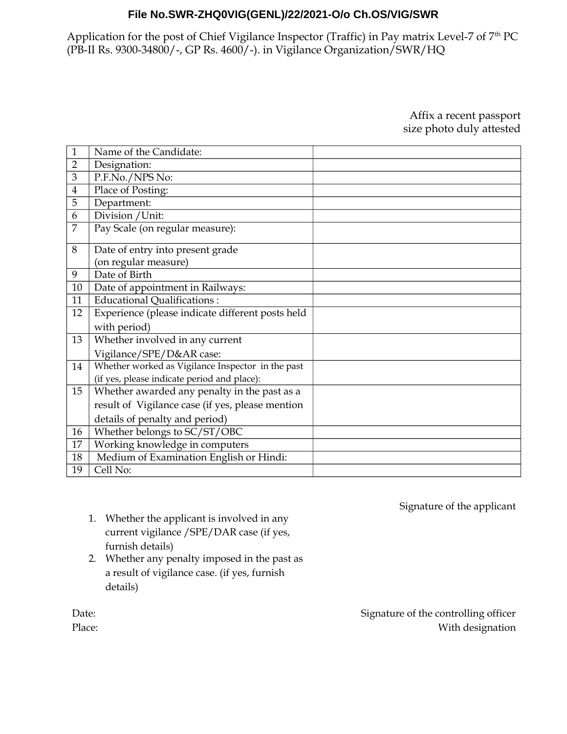**File No.SWR-ZHQ0VIG(GENL)/22/2021-O/o Ch.OS/VIG/SWR**

Application for the post of Chief Vigilance Inspector (Traffic) in Pay matrix Level-7 of 7th PC (PB-II Rs. 9300-34800/-, GP Rs. 4600/-). in Vigilance Organization/SWR/HQ

Affix a recent passport size photo duly attested

| | | |
|---|---|---|
| 1 | Name of the Candidate: | |
| 2 | Designation: | |
| 3 | P.F.No./NPS No: | |
| 4 | Place of Posting: | |
| 5 | Department: | |
| 6 | Division /Unit: | |
| 7 | Pay Scale (on regular measure): | |
| 8 | Date of entry into present grade (on regular measure) | |
| 9 | Date of Birth | |
| 10 | Date of appointment in Railways: | |
| 11 | Educational Qualifications : | |
| 12 | Experience (please indicate different posts held with period) | |
| 13 | Whether involved in any current Vigilance/SPE/D&AR case: | |
| 14 | Whether worked as Vigilance Inspector in the past (if yes, please indicate period and place): | |
| 15 | Whether awarded any penalty in the past as a result of Vigilance case (if yes, please mention details of penalty and period) | |
| 16 | Whether belongs to SC/ST/OBC | |
| 17 | Working knowledge in computers | |
| 18 | Medium of Examination English or Hindi: | |
| 19 | Cell No: | |

Signature of the applicant

1. Whether the applicant is involved in any current vigilance /SPE/DAR case (if yes, furnish details)
2. Whether any penalty imposed in the past as a result of vigilance case. (if yes, furnish details)

Date:

Place:

Signature of the controlling officer
With designation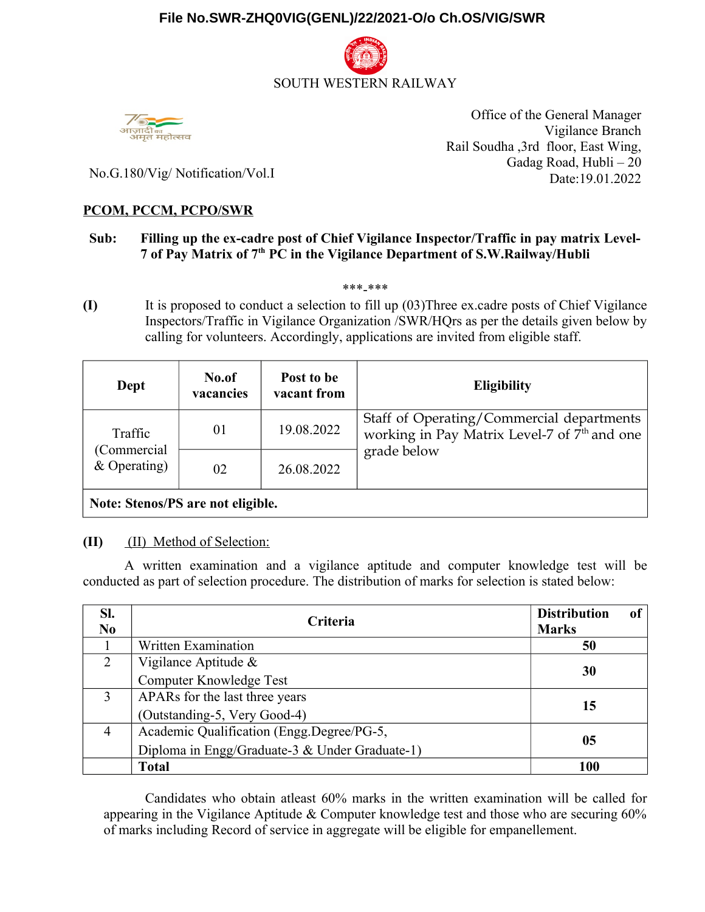File No.SWR-ZHQ0VIG(GENL)/22/2021-O/o Ch.OS/VIG/SWR

SOUTH WESTERN RAILWAY

Office of the General Manager
Vigilance Branch
Rail Soudha ,3rd floor, East Wing,
Gadag Road, Hubli – 20
Date:19.01.2022

No.G.180/Vig/ Notification/Vol.I

**PCOM, PCCM, PCPO/SWR**

**Sub: Filling up the ex-cadre post of Chief Vigilance Inspector/Traffic in pay matrix Level-7 of Pay Matrix of 7th PC in the Vigilance Department of S.W.Railway/Hubli**

\*\*\*-\*\*\*

**(I)** It is proposed to conduct a selection to fill up (03)Three ex.cadre posts of Chief Vigilance Inspectors/Traffic in Vigilance Organization /SWR/HQrs as per the details given below by calling for volunteers. Accordingly, applications are invited from eligible staff.

| Dept | No.of vacancies | Post to be vacant from | Eligibility |
|---|---|---|---|
| Traffic (Commercial & Operating) | 01 | 19.08.2022 | Staff of Operating/Commercial departments working in Pay Matrix Level-7 of 7th and one grade below |
| | 02 | 26.08.2022 | |
| **Note: Stenos/PS are not eligible.** | | | |

**(II)** (II) Method of Selection:

A written examination and a vigilance aptitude and computer knowledge test will be conducted as part of selection procedure. The distribution of marks for selection is stated below:

| Sl. No | Criteria | Distribution of Marks |
|---|---|---|
| 1 | Written Examination | **50** |
| 2 | Vigilance Aptitude & Computer Knowledge Test | **30** |
| 3 | APARs for the last three years (Outstanding-5, Very Good-4) | **15** |
| 4 | Academic Qualification (Engg.Degree/PG-5, Diploma in Engg/Graduate-3 & Under Graduate-1) | **05** |
| | **Total** | **100** |

Candidates who obtain atleast 60% marks in the written examination will be called for appearing in the Vigilance Aptitude & Computer knowledge test and those who are securing 60% of marks including Record of service in aggregate will be eligible for empanellement.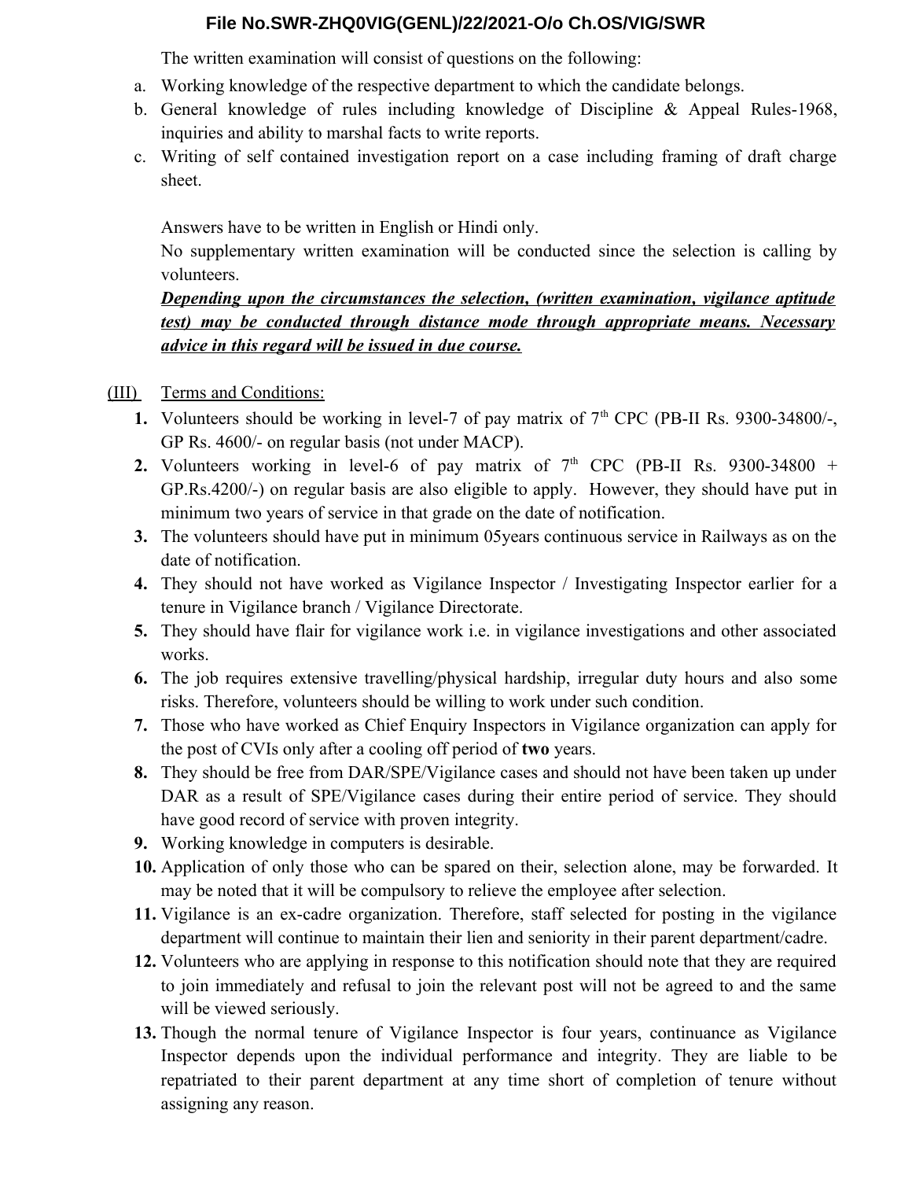The written examination will consist of questions on the following:

a. Working knowledge of the respective department to which the candidate belongs.
b. General knowledge of rules including knowledge of Discipline & Appeal Rules-1968, inquiries and ability to marshal facts to write reports.
c. Writing of self contained investigation report on a case including framing of draft charge sheet.

Answers have to be written in English or Hindi only.

No supplementary written examination will be conducted since the selection is calling by volunteers.

***<u>Depending upon the circumstances the selection, (written examination, vigilance aptitude test) may be conducted through distance mode through appropriate means. Necessary advice in this regard will be issued in due course.</u>***

<u>(III)</u> <u>Terms and Conditions:</u>

1. Volunteers should be working in level-7 of pay matrix of 7th CPC (PB-II Rs. 9300-34800/-, GP Rs. 4600/- on regular basis (not under MACP).
2. Volunteers working in level-6 of pay matrix of 7th CPC (PB-II Rs. 9300-34800 + GP.Rs.4200/-) on regular basis are also eligible to apply. However, they should have put in minimum two years of service in that grade on the date of notification.
3. The volunteers should have put in minimum 05years continuous service in Railways as on the date of notification.
4. They should not have worked as Vigilance Inspector / Investigating Inspector earlier for a tenure in Vigilance branch / Vigilance Directorate.
5. They should have flair for vigilance work i.e. in vigilance investigations and other associated works.
6. The job requires extensive travelling/physical hardship, irregular duty hours and also some risks. Therefore, volunteers should be willing to work under such condition.
7. Those who have worked as Chief Enquiry Inspectors in Vigilance organization can apply for the post of CVIs only after a cooling off period of **two** years.
8. They should be free from DAR/SPE/Vigilance cases and should not have been taken up under DAR as a result of SPE/Vigilance cases during their entire period of service. They should have good record of service with proven integrity.
9. Working knowledge in computers is desirable.
10. Application of only those who can be spared on their, selection alone, may be forwarded. It may be noted that it will be compulsory to relieve the employee after selection.
11. Vigilance is an ex-cadre organization. Therefore, staff selected for posting in the vigilance department will continue to maintain their lien and seniority in their parent department/cadre.
12. Volunteers who are applying in response to this notification should note that they are required to join immediately and refusal to join the relevant post will not be agreed to and the same will be viewed seriously.
13. Though the normal tenure of Vigilance Inspector is four years, continuance as Vigilance Inspector depends upon the individual performance and integrity. They are liable to be repatriated to their parent department at any time short of completion of tenure without assigning any reason.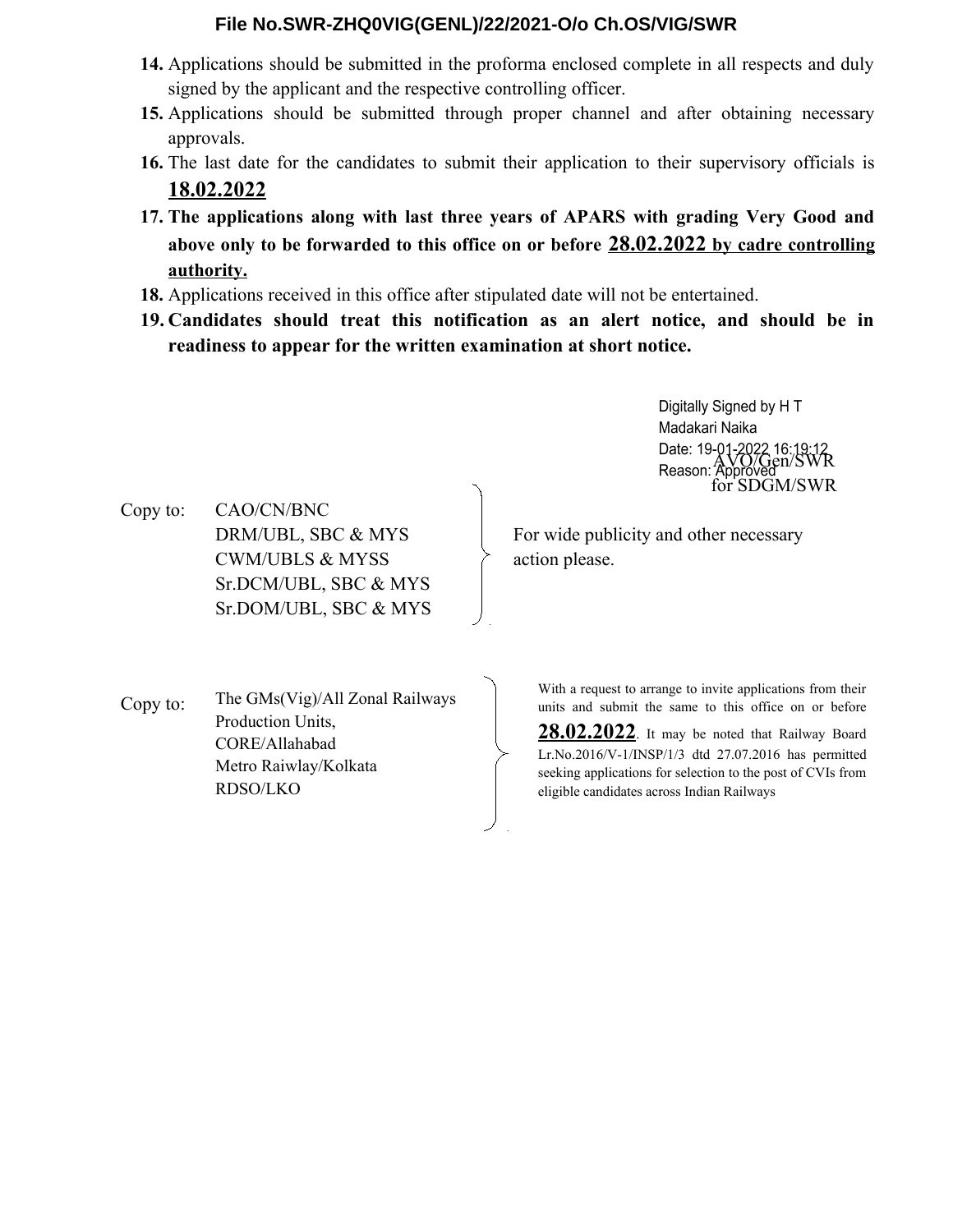14. Applications should be submitted in the proforma enclosed complete in all respects and duly signed by the applicant and the respective controlling officer.
15. Applications should be submitted through proper channel and after obtaining necessary approvals.
16. The last date for the candidates to submit their application to their supervisory officials is **18.02.2022**
17. **The applications along with last three years of APARS with grading Very Good and above only to be forwarded to this office on or before 28.02.2022 by cadre controlling authority.**
18. Applications received in this office after stipulated date will not be entertained.
19. **Candidates should treat this notification as an alert notice, and should be in readiness to appear for the written examination at short notice.**

Digitally Signed by H T Madakari Naika
Date: 19-01-2022 16:19:12
Reason: Approved

AVO/Gen/SWR
for SDGM/SWR

| | | |
|---|---|---|
| Copy to: | CAO/CN/BNC<br>DRM/UBL, SBC & MYS<br>CWM/UBLS & MYSS<br>Sr.DCM/UBL, SBC & MYS<br>Sr.DOM/UBL, SBC & MYS | For wide publicity and other necessary action please. |
| Copy to: | The GMs(Vig)/All Zonal Railways<br>Production Units,<br>CORE/Allahabad<br>Metro Raiwlay/Kolkata<br>RDSO/LKO | With a request to arrange to invite applications from their units and submit the same to this office on or before **28.02.2022**. It may be noted that Railway Board Lr.No.2016/V-1/INSP/1/3 dtd 27.07.2016 has permitted seeking applications for selection to the post of CVIs from eligible candidates across Indian Railways |